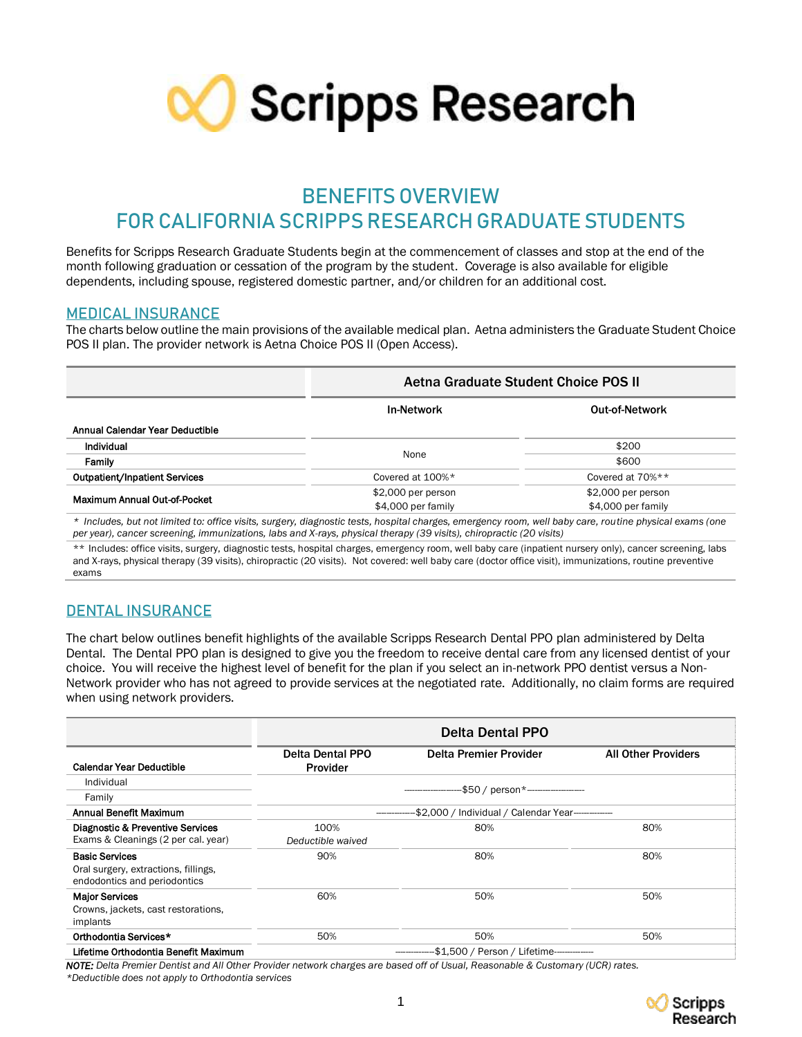# BENEFITS OVERVIEW
# FOR CALIFORNIA SCRIPPS RESEARCH GRADUATE STUDENTS

Benefits for Scripps Research Graduate Students begin at the commencement of classes and stop at the end of the month following graduation or cessation of the program by the student. Coverage is also available for eligible dependents, including spouse, registered domestic partner, and/or children for an additional cost.

## MEDICAL INSURANCE

The charts below outline the main provisions of the available medical plan. Aetna administers the Graduate Student Choice POS II plan. The provider network is Aetna Choice POS II (Open Access).

| | Aetna Graduate Student Choice POS II | |
|---|---|---|
| | **In-Network** | **Out-of-Network** |
| **Annual Calendar Year Deductible** | | |
| **Individual** | None | $200 |
| **Family** | | $600 |
| **Outpatient/Inpatient Services** | Covered at 100%* | Covered at 70%** |
| **Maximum Annual Out-of-Pocket** | $2,000 per person<br>$4,000 per family | $2,000 per person<br>$4,000 per family |

*\* Includes, but not limited to: office visits, surgery, diagnostic tests, hospital charges, emergency room, well baby care, routine physical exams (one per year), cancer screening, immunizations, labs and X-rays, physical therapy (39 visits), chiropractic (20 visits)*

\*\* Includes: office visits, surgery, diagnostic tests, hospital charges, emergency room, well baby care (inpatient nursery only), cancer screening, labs and X-rays, physical therapy (39 visits), chiropractic (20 visits). Not covered: well baby care (doctor office visit), immunizations, routine preventive exams

## DENTAL INSURANCE

The chart below outlines benefit highlights of the available Scripps Research Dental PPO plan administered by Delta Dental. The Dental PPO plan is designed to give you the freedom to receive dental care from any licensed dentist of your choice. You will receive the highest level of benefit for the plan if you select an in-network PPO dentist versus a Non-Network provider who has not agreed to provide services at the negotiated rate. Additionally, no claim forms are required when using network providers.

| | Delta Dental PPO | | |
|---|---|---|---|
| **Calendar Year Deductible** | **Delta Dental PPO Provider** | **Delta Premier Provider** | **All Other Providers** |
| Individual | $50 / person* | | |
| Family | | | |
| **Annual Benefit Maximum** | $2,000 / Individual / Calendar Year | | |
| **Diagnostic & Preventive Services**<br>Exams & Cleanings (2 per cal. year) | 100%<br>*Deductible waived* | 80% | 80% |
| **Basic Services**<br>Oral surgery, extractions, fillings, endodontics and periodontics | 90% | 80% | 80% |
| **Major Services**<br>Crowns, jackets, cast restorations, implants | 60% | 50% | 50% |
| **Orthodontia Services*** | 50% | 50% | 50% |
| **Lifetime Orthodontia Benefit Maximum** | $1,500 / Person / Lifetime | | |

***NOTE:*** *Delta Premier Dentist and All Other Provider network charges are based off of Usual, Reasonable & Customary (UCR) rates.*

*\*Deductible does not apply to Orthodontia services*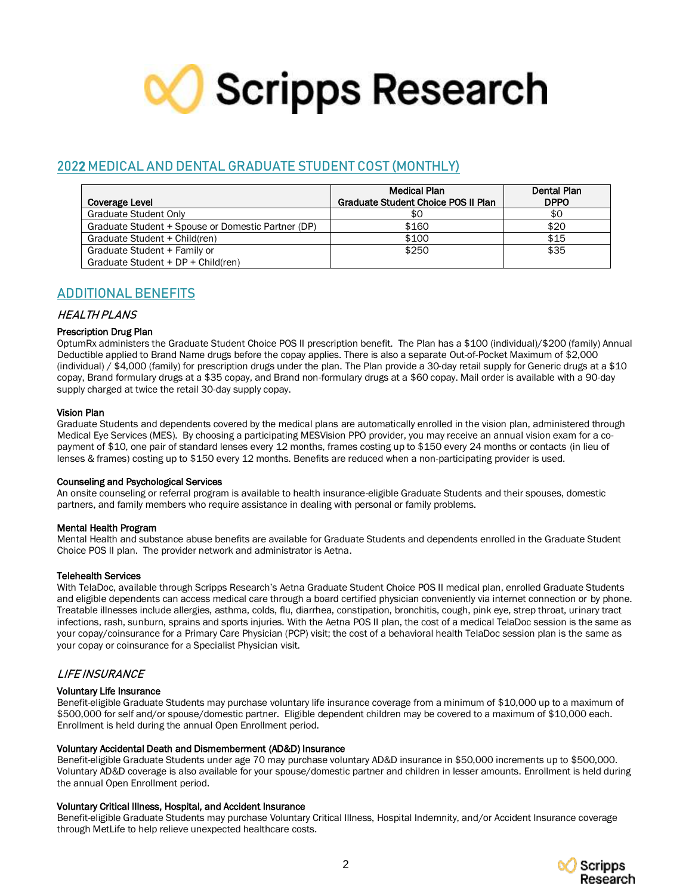# Scripps Research

## 2022 MEDICAL AND DENTAL GRADUATE STUDENT COST (MONTHLY)

| Coverage Level | Medical Plan Graduate Student Choice POS II Plan | Dental Plan DPPO |
|---|---|---|
| Graduate Student Only | $0 | $0 |
| Graduate Student + Spouse or Domestic Partner (DP) | $160 | $20 |
| Graduate Student + Child(ren) | $100 | $15 |
| Graduate Student + Family or Graduate Student + DP + Child(ren) | $250 | $35 |

## ADDITIONAL BENEFITS

### *HEALTH PLANS*

**Prescription Drug Plan**

OptumRx administers the Graduate Student Choice POS II prescription benefit. The Plan has a $100 (individual)/$200 (family) Annual Deductible applied to Brand Name drugs before the copay applies. There is also a separate Out-of-Pocket Maximum of $2,000 (individual) / $4,000 (family) for prescription drugs under the plan. The Plan provide a 30-day retail supply for Generic drugs at a $10 copay, Brand formulary drugs at a $35 copay, and Brand non-formulary drugs at a $60 copay. Mail order is available with a 90-day supply charged at twice the retail 30-day supply copay.

**Vision Plan**

Graduate Students and dependents covered by the medical plans are automatically enrolled in the vision plan, administered through Medical Eye Services (MES). By choosing a participating MESVision PPO provider, you may receive an annual vision exam for a co-payment of $10, one pair of standard lenses every 12 months, frames costing up to $150 every 24 months or contacts (in lieu of lenses & frames) costing up to $150 every 12 months. Benefits are reduced when a non-participating provider is used.

**Counseling and Psychological Services**

An onsite counseling or referral program is available to health insurance-eligible Graduate Students and their spouses, domestic partners, and family members who require assistance in dealing with personal or family problems.

**Mental Health Program**

Mental Health and substance abuse benefits are available for Graduate Students and dependents enrolled in the Graduate Student Choice POS II plan. The provider network and administrator is Aetna.

**Telehealth Services**

With TelaDoc, available through Scripps Research's Aetna Graduate Student Choice POS II medical plan, enrolled Graduate Students and eligible dependents can access medical care through a board certified physician conveniently via internet connection or by phone. Treatable illnesses include allergies, asthma, colds, flu, diarrhea, constipation, bronchitis, cough, pink eye, strep throat, urinary tract infections, rash, sunburn, sprains and sports injuries. With the Aetna POS II plan, the cost of a medical TelaDoc session is the same as your copay/coinsurance for a Primary Care Physician (PCP) visit; the cost of a behavioral health TelaDoc session plan is the same as your copay or coinsurance for a Specialist Physician visit.

### *LIFE INSURANCE*

**Voluntary Life Insurance**

Benefit-eligible Graduate Students may purchase voluntary life insurance coverage from a minimum of $10,000 up to a maximum of $500,000 for self and/or spouse/domestic partner. Eligible dependent children may be covered to a maximum of $10,000 each. Enrollment is held during the annual Open Enrollment period.

**Voluntary Accidental Death and Dismemberment (AD&D) Insurance**

Benefit-eligible Graduate Students under age 70 may purchase voluntary AD&D insurance in $50,000 increments up to $500,000. Voluntary AD&D coverage is also available for your spouse/domestic partner and children in lesser amounts. Enrollment is held during the annual Open Enrollment period.

**Voluntary Critical Illness, Hospital, and Accident Insurance**

Benefit-eligible Graduate Students may purchase Voluntary Critical Illness, Hospital Indemnity, and/or Accident Insurance coverage through MetLife to help relieve unexpected healthcare costs.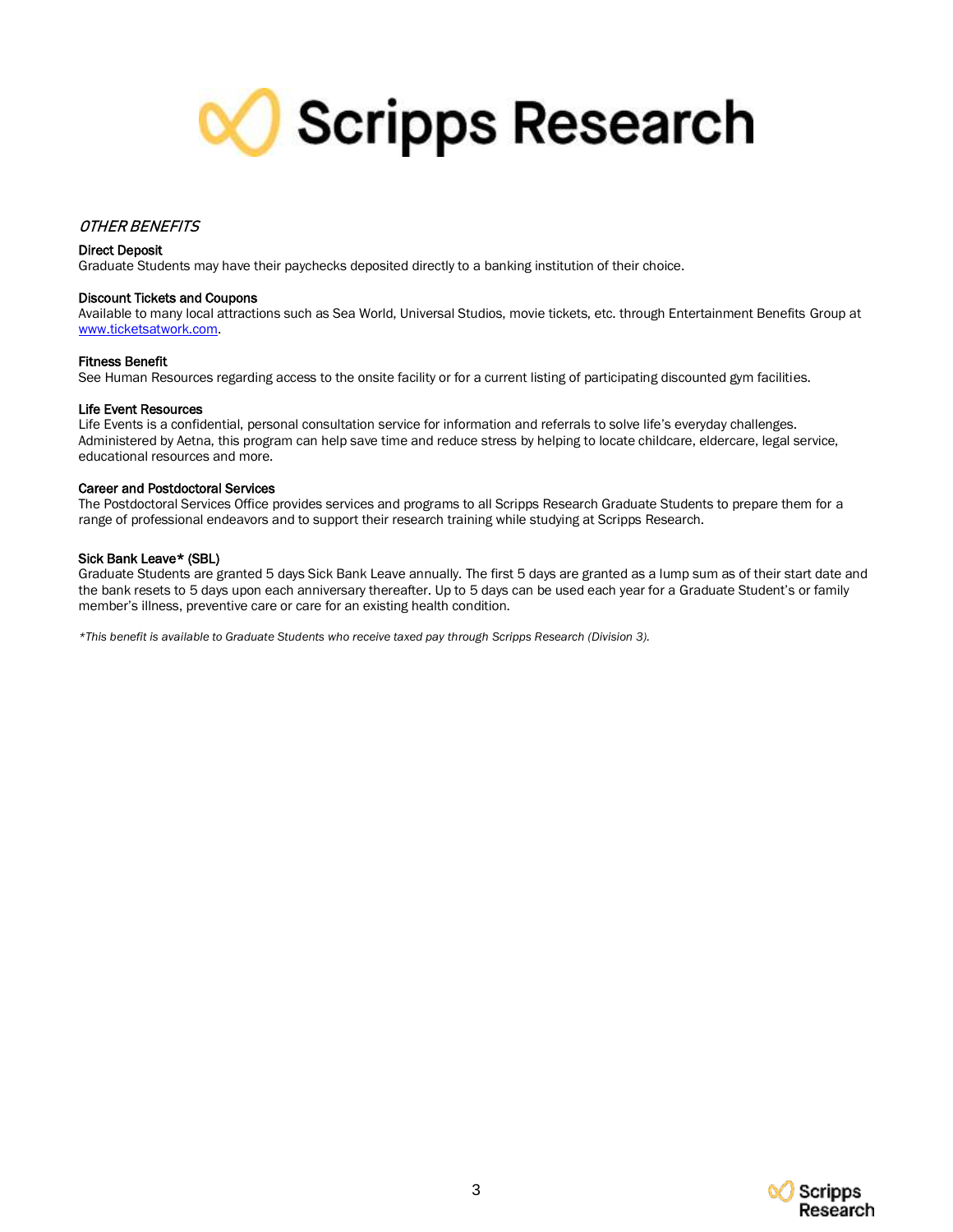# Scripps Research

## *OTHER BENEFITS*

**Direct Deposit**
Graduate Students may have their paychecks deposited directly to a banking institution of their choice.

**Discount Tickets and Coupons**
Available to many local attractions such as Sea World, Universal Studios, movie tickets, etc. through Entertainment Benefits Group at [www.ticketsatwork.com](www.ticketsatwork.com).

**Fitness Benefit**
See Human Resources regarding access to the onsite facility or for a current listing of participating discounted gym facilities.

**Life Event Resources**
Life Events is a confidential, personal consultation service for information and referrals to solve life's everyday challenges. Administered by Aetna, this program can help save time and reduce stress by helping to locate childcare, eldercare, legal service, educational resources and more.

**Career and Postdoctoral Services**
The Postdoctoral Services Office provides services and programs to all Scripps Research Graduate Students to prepare them for a range of professional endeavors and to support their research training while studying at Scripps Research.

**Sick Bank Leave* (SBL)**
Graduate Students are granted 5 days Sick Bank Leave annually. The first 5 days are granted as a lump sum as of their start date and the bank resets to 5 days upon each anniversary thereafter. Up to 5 days can be used each year for a Graduate Student's or family member's illness, preventive care or care for an existing health condition.

*\*This benefit is available to Graduate Students who receive taxed pay through Scripps Research (Division 3).*